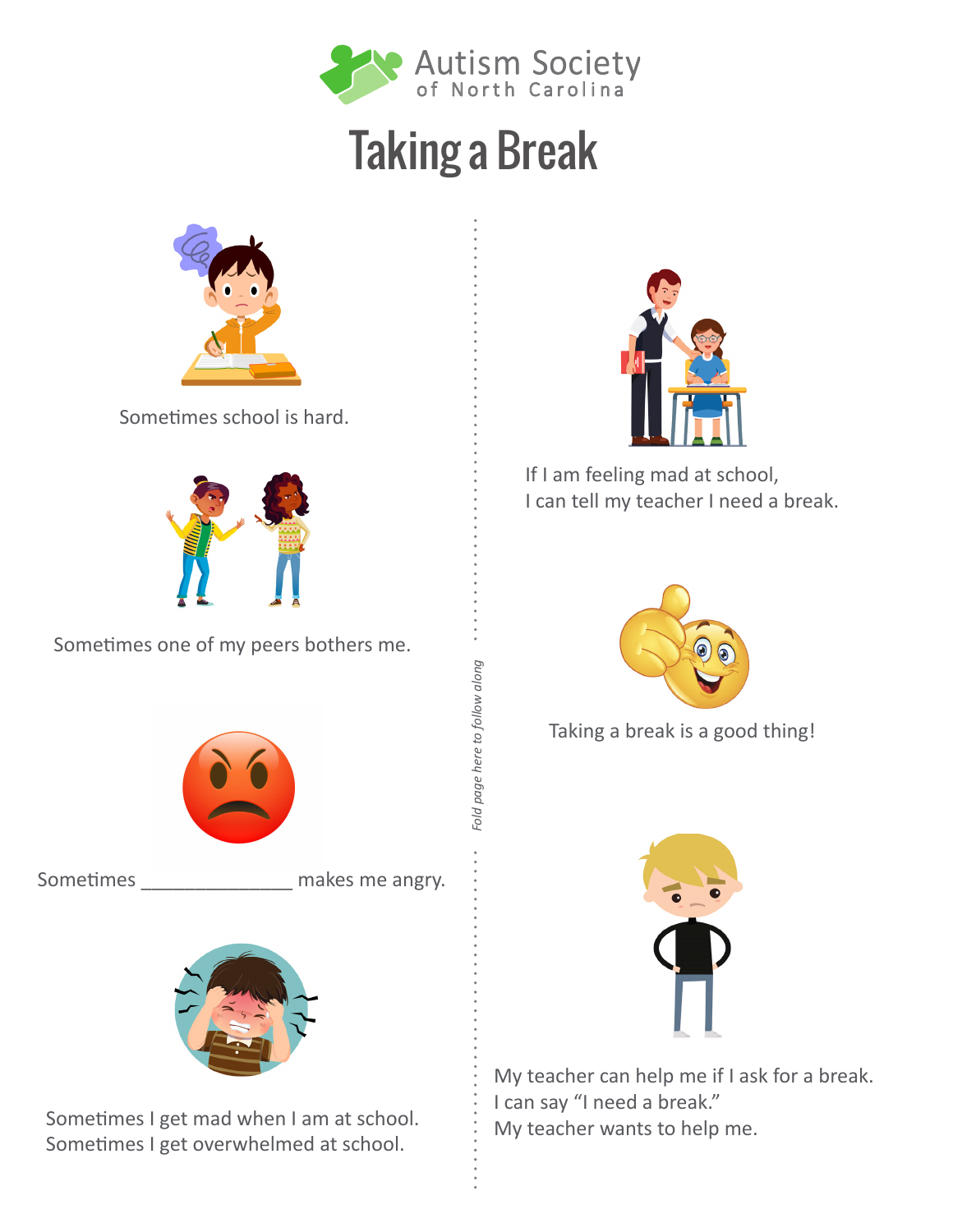Autism Society of North Carolina

# Taking a Break

Sometimes school is hard.

Sometimes one of my peers bothers me.

Sometimes _______________ makes me angry.

Sometimes I get mad when I am at school.
Sometimes I get overwhelmed at school.

*Fold page here to follow along*

If I am feeling mad at school,
I can tell my teacher I need a break.

Taking a break is a good thing!

My teacher can help me if I ask for a break.
I can say “I need a break.”
My teacher wants to help me.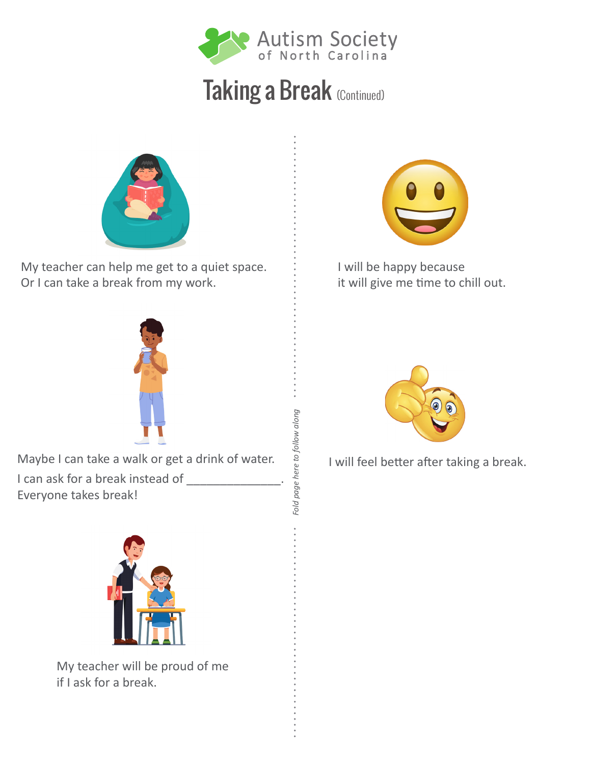Autism Society of North Carolina

# Taking a Break (Continued)

My teacher can help me get to a quiet space. Or I can take a break from my work.

Maybe I can take a walk or get a drink of water.

I can ask for a break instead of ______________.

Everyone takes break!

My teacher will be proud of me if I ask for a break.

*Fold page here to follow along*

I will be happy because it will give me time to chill out.

I will feel better after taking a break.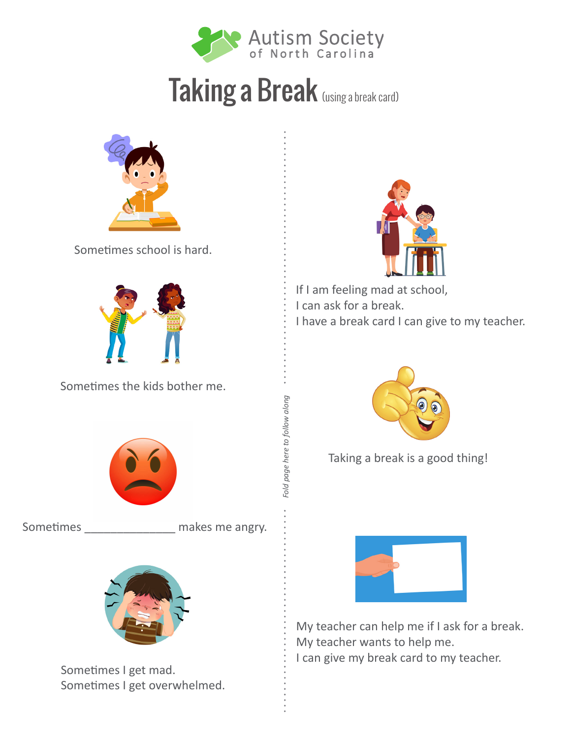Autism Society of North Carolina

# Taking a Break (using a break card)

Sometimes school is hard.

Sometimes the kids bother me.

Sometimes _______________ makes me angry.

Sometimes I get mad.
Sometimes I get overwhelmed.

*Fold page here to follow along*

If I am feeling mad at school,
I can ask for a break.
I have a break card I can give to my teacher.

Taking a break is a good thing!

My teacher can help me if I ask for a break.
My teacher wants to help me.
I can give my break card to my teacher.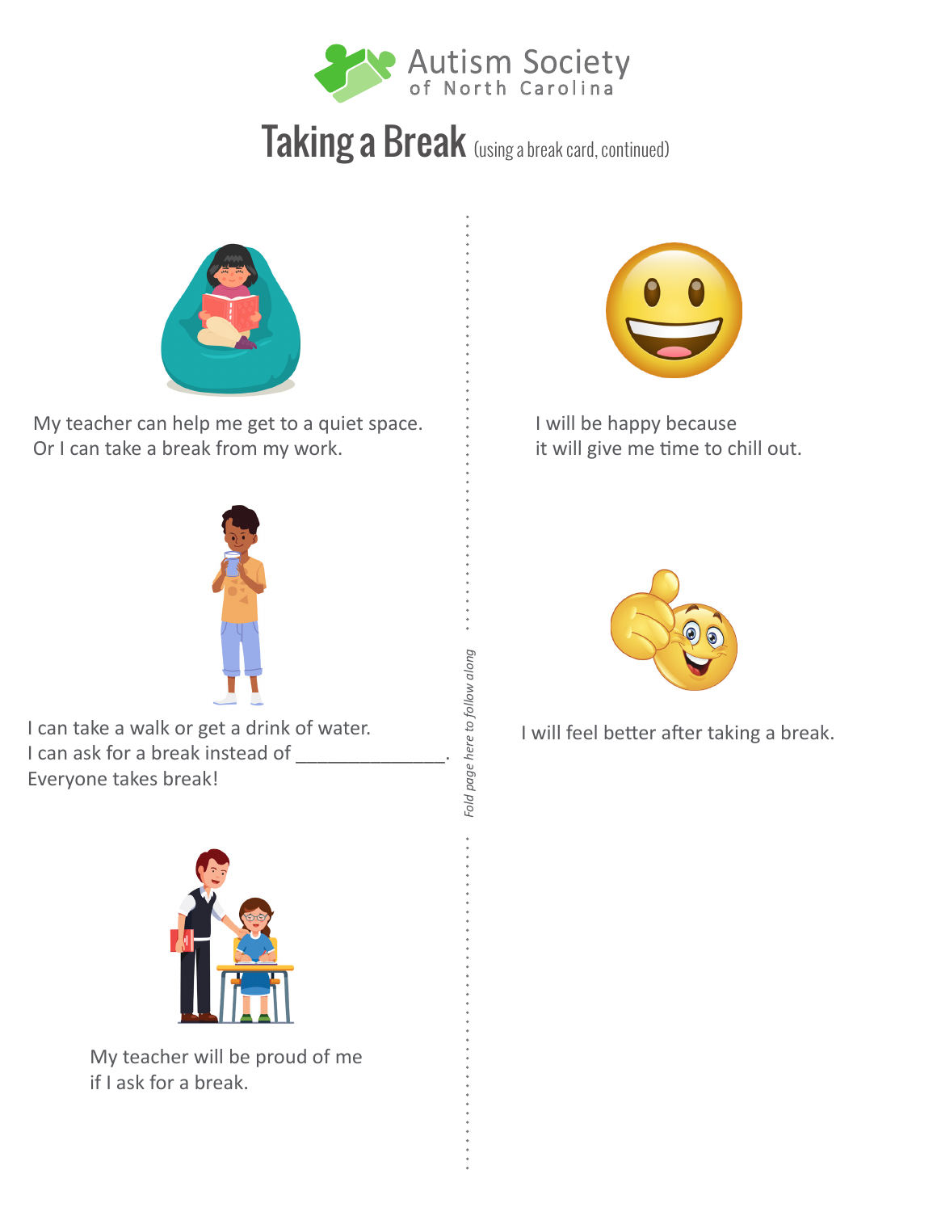Autism Society of North Carolina

# Taking a Break (using a break card, continued)

My teacher can help me get to a quiet space.
Or I can take a break from my work.

I can take a walk or get a drink of water.
I can ask for a break instead of _______________.
Everyone takes break!

My teacher will be proud of me
if I ask for a break.

*Fold page here to follow along*

I will be happy because
it will give me time to chill out.

I will feel better after taking a break.